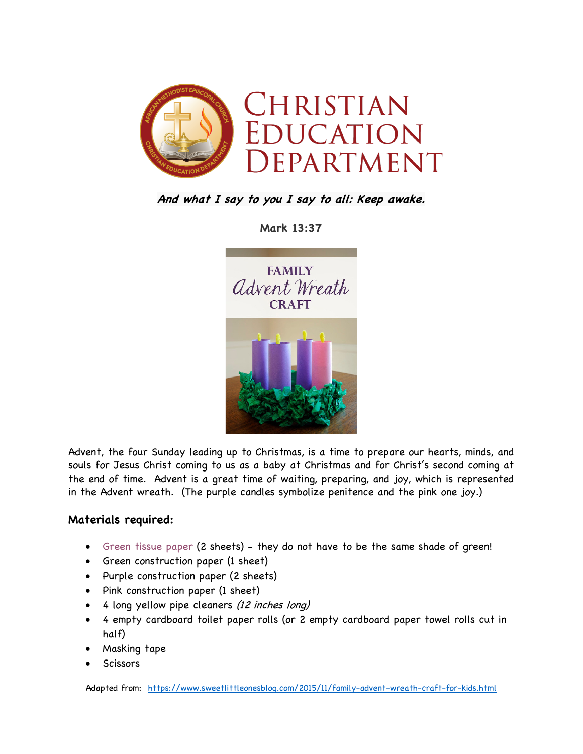# Christian Education Department

***And what I say to you I say to all: Keep awake.***

**Mark 13:37**

Advent, the four Sunday leading up to Christmas, is a time to prepare our hearts, minds, and souls for Jesus Christ coming to us as a baby at Christmas and for Christ's second coming at the end of time. Advent is a great time of waiting, preparing, and joy, which is represented in the Advent wreath. (The purple candles symbolize penitence and the pink one joy.)

## Materials required:

- Green tissue paper (2 sheets) - they do not have to be the same shade of green!
- Green construction paper (1 sheet)
- Purple construction paper (2 sheets)
- Pink construction paper (1 sheet)
- 4 long yellow pipe cleaners *(12 inches long)*
- 4 empty cardboard toilet paper rolls (or 2 empty cardboard paper towel rolls cut in half)
- Masking tape
- Scissors

Adapted from: https://www.sweetlittleonesblog.com/2015/11/family-advent-wreath-craft-for-kids.html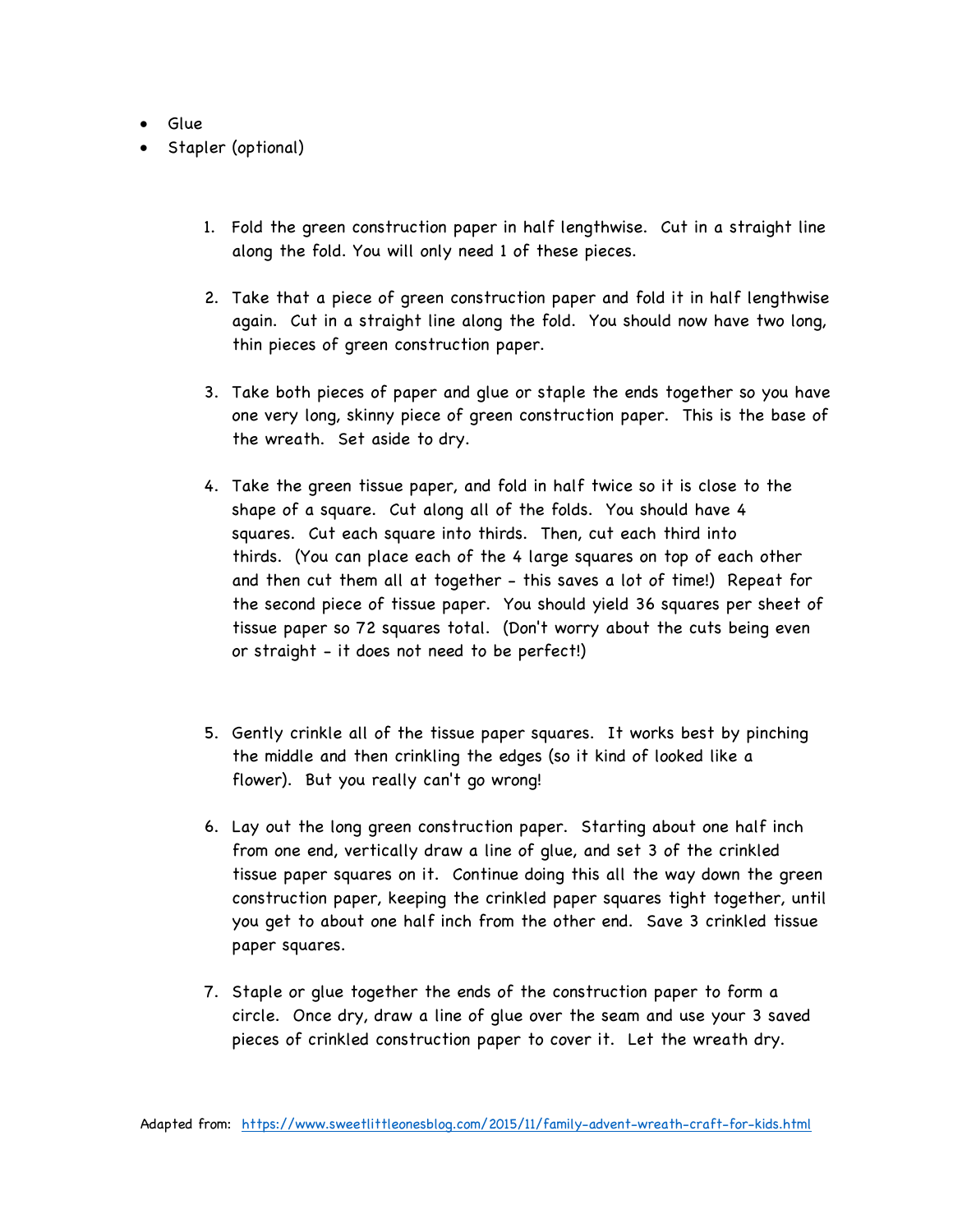- Glue
- Stapler (optional)

1. Fold the green construction paper in half lengthwise. Cut in a straight line along the fold. You will only need 1 of these pieces.

2. Take that a piece of green construction paper and fold it in half lengthwise again. Cut in a straight line along the fold. You should now have two long, thin pieces of green construction paper.

3. Take both pieces of paper and glue or staple the ends together so you have one very long, skinny piece of green construction paper. This is the base of the wreath. Set aside to dry.

4. Take the green tissue paper, and fold in half twice so it is close to the shape of a square. Cut along all of the folds. You should have 4 squares. Cut each square into thirds. Then, cut each third into thirds. (You can place each of the 4 large squares on top of each other and then cut them all at together - this saves a lot of time!) Repeat for the second piece of tissue paper. You should yield 36 squares per sheet of tissue paper so 72 squares total. (Don't worry about the cuts being even or straight - it does not need to be perfect!)

5. Gently crinkle all of the tissue paper squares. It works best by pinching the middle and then crinkling the edges (so it kind of looked like a flower). But you really can't go wrong!

6. Lay out the long green construction paper. Starting about one half inch from one end, vertically draw a line of glue, and set 3 of the crinkled tissue paper squares on it. Continue doing this all the way down the green construction paper, keeping the crinkled paper squares tight together, until you get to about one half inch from the other end. Save 3 crinkled tissue paper squares.

7. Staple or glue together the ends of the construction paper to form a circle. Once dry, draw a line of glue over the seam and use your 3 saved pieces of crinkled construction paper to cover it. Let the wreath dry.

Adapted from: https://www.sweetlittleonesblog.com/2015/11/family-advent-wreath-craft-for-kids.html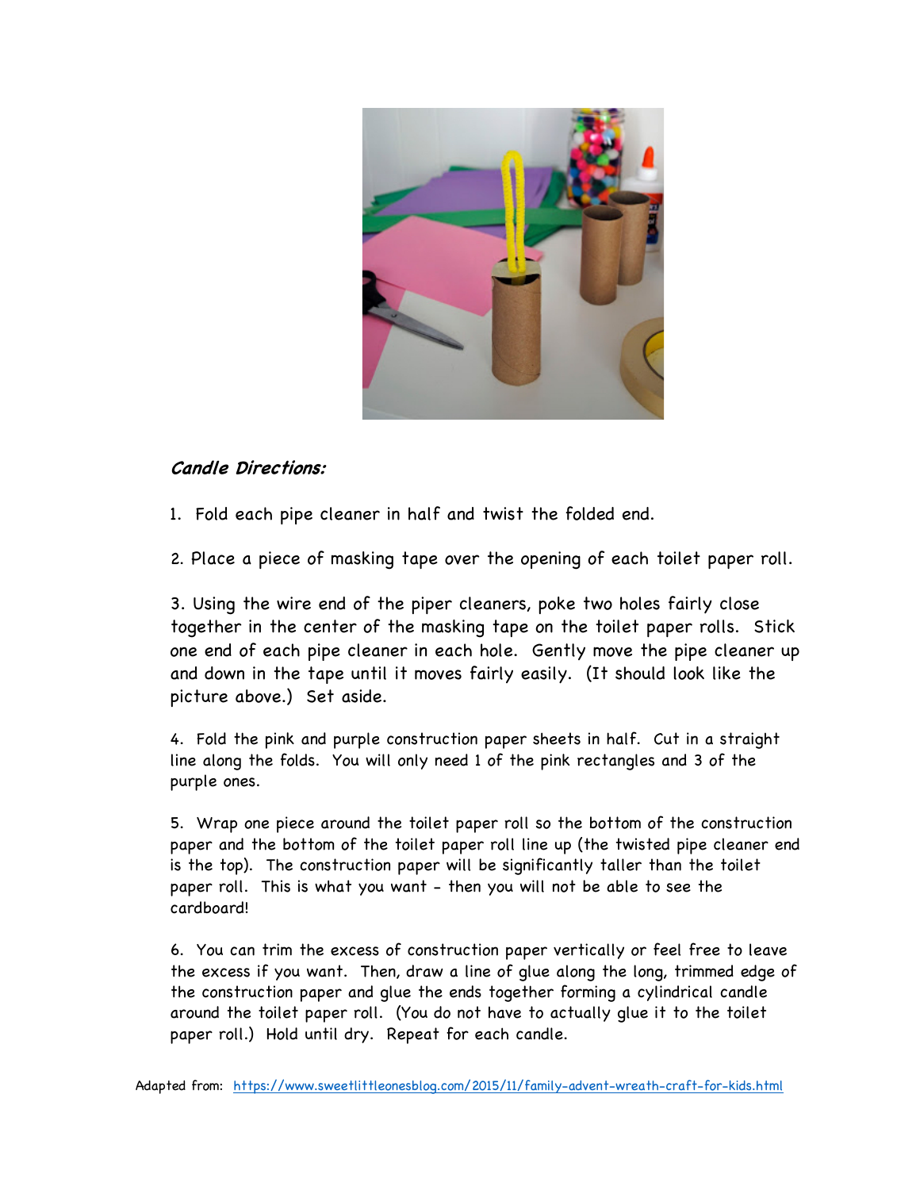***Candle Directions:***

1. Fold each pipe cleaner in half and twist the folded end.

2. Place a piece of masking tape over the opening of each toilet paper roll.

3. Using the wire end of the piper cleaners, poke two holes fairly close together in the center of the masking tape on the toilet paper rolls. Stick one end of each pipe cleaner in each hole. Gently move the pipe cleaner up and down in the tape until it moves fairly easily. (It should look like the picture above.) Set aside.

4. Fold the pink and purple construction paper sheets in half. Cut in a straight line along the folds. You will only need 1 of the pink rectangles and 3 of the purple ones.

5. Wrap one piece around the toilet paper roll so the bottom of the construction paper and the bottom of the toilet paper roll line up (the twisted pipe cleaner end is the top). The construction paper will be significantly taller than the toilet paper roll. This is what you want - then you will not be able to see the cardboard!

6. You can trim the excess of construction paper vertically or feel free to leave the excess if you want. Then, draw a line of glue along the long, trimmed edge of the construction paper and glue the ends together forming a cylindrical candle around the toilet paper roll. (You do not have to actually glue it to the toilet paper roll.) Hold until dry. Repeat for each candle.

Adapted from: [https://www.sweetlittleonesblog.com/2015/11/family-advent-wreath-craft-for-kids.html](https://www.sweetlittleonesblog.com/2015/11/family-advent-wreath-craft-for-kids.html)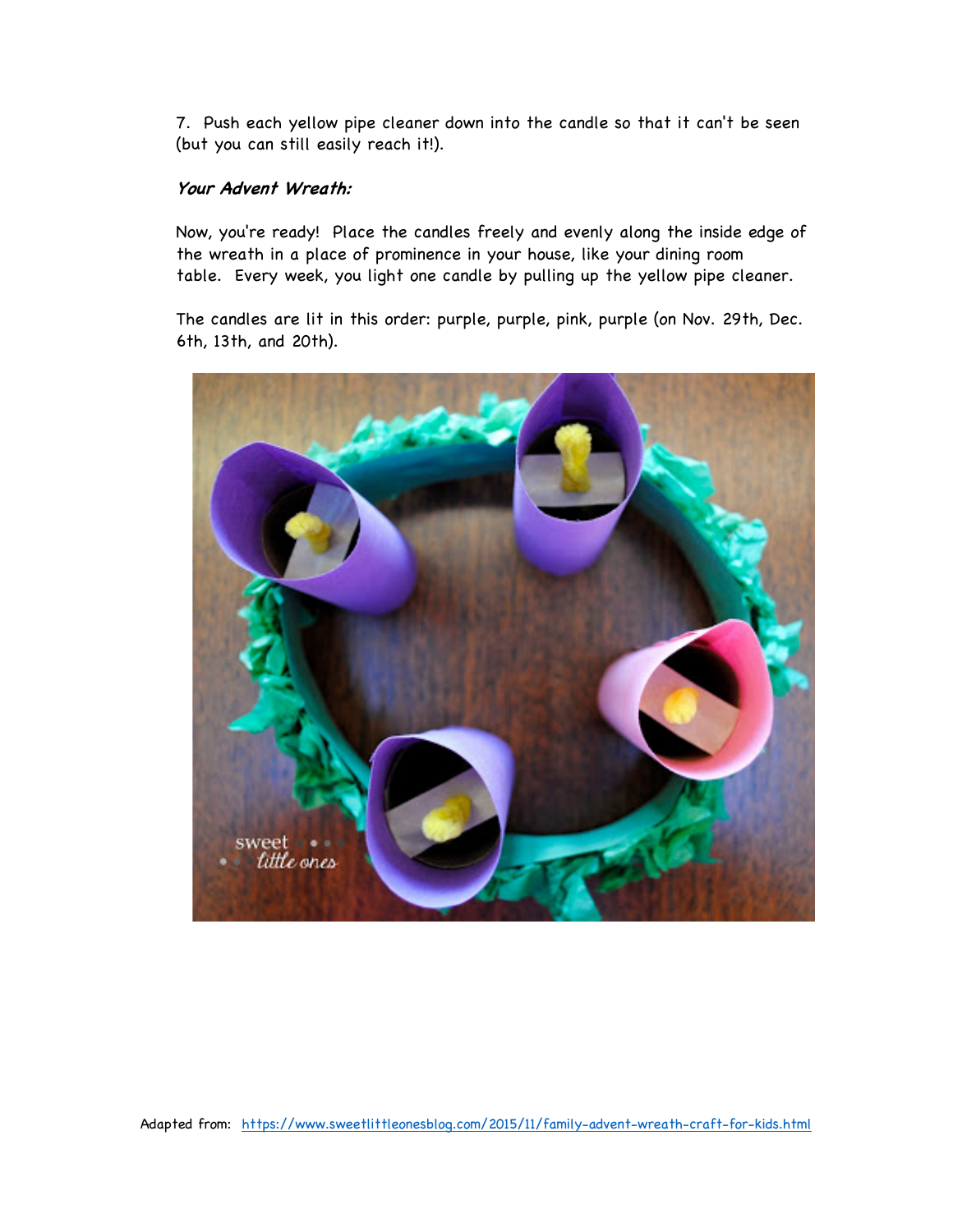7. Push each yellow pipe cleaner down into the candle so that it can't be seen (but you can still easily reach it!).

***Your Advent Wreath:***

Now, you're ready! Place the candles freely and evenly along the inside edge of the wreath in a place of prominence in your house, like your dining room table. Every week, you light one candle by pulling up the yellow pipe cleaner.

The candles are lit in this order: purple, purple, pink, purple (on Nov. 29th, Dec. 6th, 13th, and 20th).

Adapted from: [https://www.sweetlittleonesblog.com/2015/11/family-advent-wreath-craft-for-kids.html](https://www.sweetlittleonesblog.com/2015/11/family-advent-wreath-craft-for-kids.html)